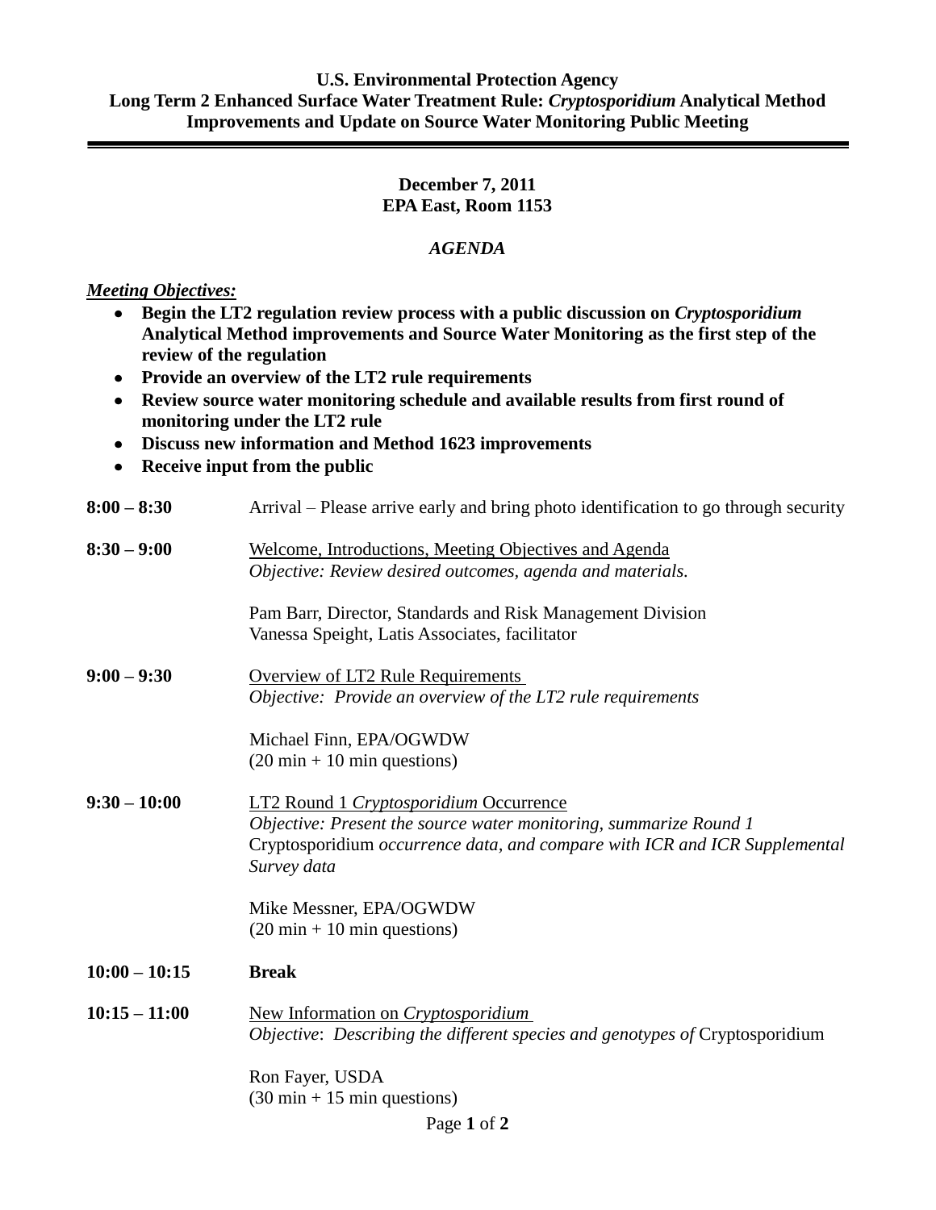**U.S. Environmental Protection Agency**
**Long Term 2 Enhanced Surface Water Treatment Rule: *Cryptosporidium* Analytical Method Improvements and Update on Source Water Monitoring Public Meeting**

---

**December 7, 2011**
**EPA East, Room 1153**

***AGENDA***

***Meeting Objectives:***

- **Begin the LT2 regulation review process with a public discussion on *Cryptosporidium* Analytical Method improvements and Source Water Monitoring as the first step of the review of the regulation**
- **Provide an overview of the LT2 rule requirements**
- **Review source water monitoring schedule and available results from first round of monitoring under the LT2 rule**
- **Discuss new information and Method 1623 improvements**
- **Receive input from the public**

**8:00 – 8:30** Arrival – Please arrive early and bring photo identification to go through security

**8:30 – 9:00** Welcome, Introductions, Meeting Objectives and Agenda
*Objective: Review desired outcomes, agenda and materials.*

Pam Barr, Director, Standards and Risk Management Division
Vanessa Speight, Latis Associates, facilitator

**9:00 – 9:30** Overview of LT2 Rule Requirements
*Objective: Provide an overview of the LT2 rule requirements*

Michael Finn, EPA/OGWDW
(20 min + 10 min questions)

**9:30 – 10:00** LT2 Round 1 *Cryptosporidium* Occurrence
*Objective: Present the source water monitoring, summarize Round 1* Cryptosporidium *occurrence data, and compare with ICR and ICR Supplemental Survey data*

Mike Messner, EPA/OGWDW
(20 min + 10 min questions)

**10:00 – 10:15** **Break**

**10:15 – 11:00** New Information on *Cryptosporidium*
*Objective: Describing the different species and genotypes of* Cryptosporidium

Ron Fayer, USDA
(30 min + 15 min questions)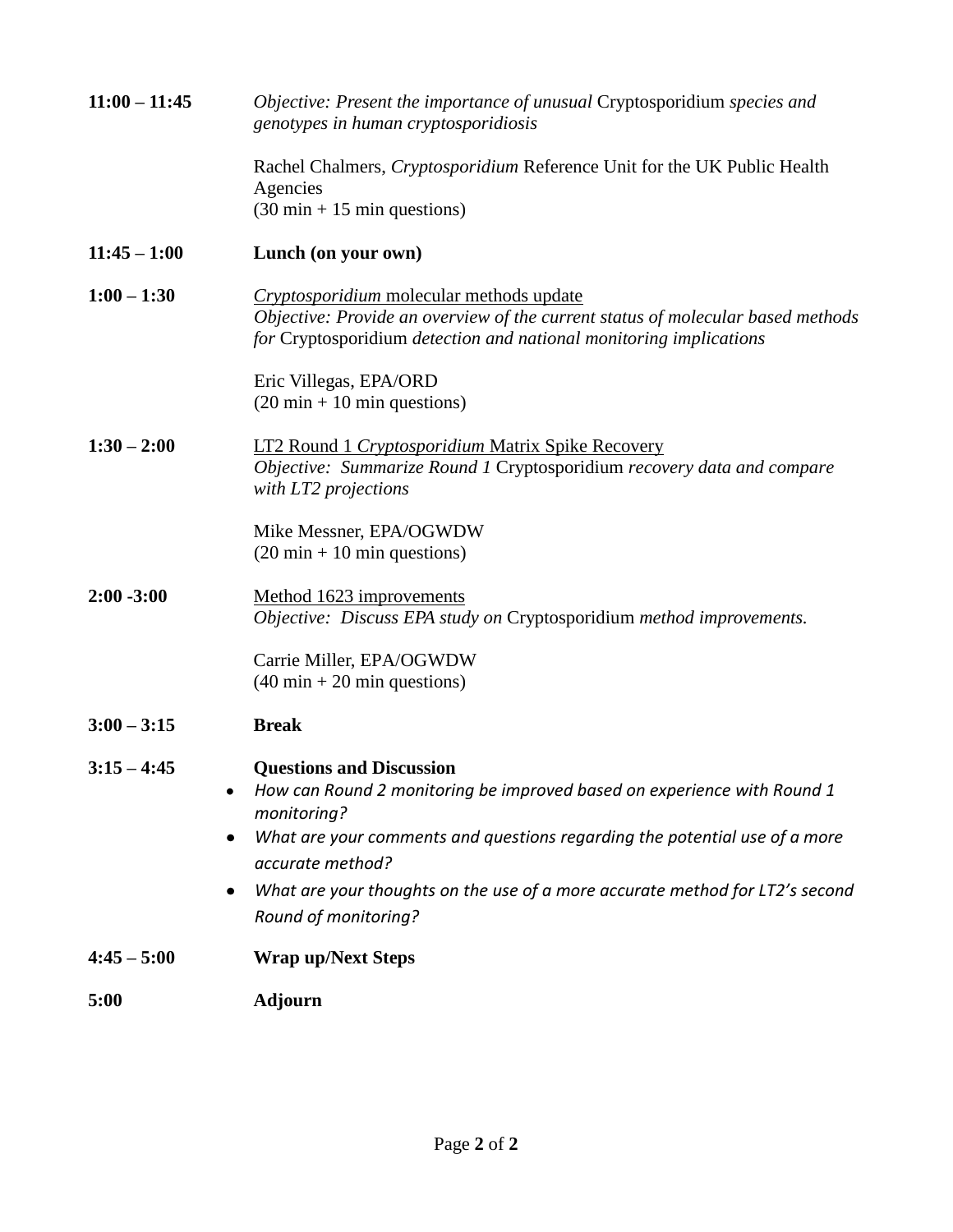| | |
|---|---|
| **11:00 – 11:45** | *Objective: Present the importance of unusual* Cryptosporidium *species and genotypes in human cryptosporidiosis*<br><br>Rachel Chalmers, *Cryptosporidium* Reference Unit for the UK Public Health Agencies<br>(30 min + 15 min questions) |
| **11:45 – 1:00** | **Lunch (on your own)** |
| **1:00 – 1:30** | *Cryptosporidium* molecular methods update<br>*Objective: Provide an overview of the current status of molecular based methods for* Cryptosporidium *detection and national monitoring implications*<br><br>Eric Villegas, EPA/ORD<br>(20 min + 10 min questions) |
| **1:30 – 2:00** | LT2 Round 1 *Cryptosporidium* Matrix Spike Recovery<br>*Objective: Summarize Round 1* Cryptosporidium *recovery data and compare with LT2 projections*<br><br>Mike Messner, EPA/OGWDW<br>(20 min + 10 min questions) |
| **2:00 -3:00** | Method 1623 improvements<br>*Objective: Discuss EPA study on* Cryptosporidium *method improvements.*<br><br>Carrie Miller, EPA/OGWDW<br>(40 min + 20 min questions) |
| **3:00 – 3:15** | **Break** |
| **3:15 – 4:45** | **Questions and Discussion**<br>• *How can Round 2 monitoring be improved based on experience with Round 1 monitoring?*<br>• *What are your comments and questions regarding the potential use of a more accurate method?*<br>• *What are your thoughts on the use of a more accurate method for LT2's second Round of monitoring?* |
| **4:45 – 5:00** | **Wrap up/Next Steps** |
| **5:00** | **Adjourn** |